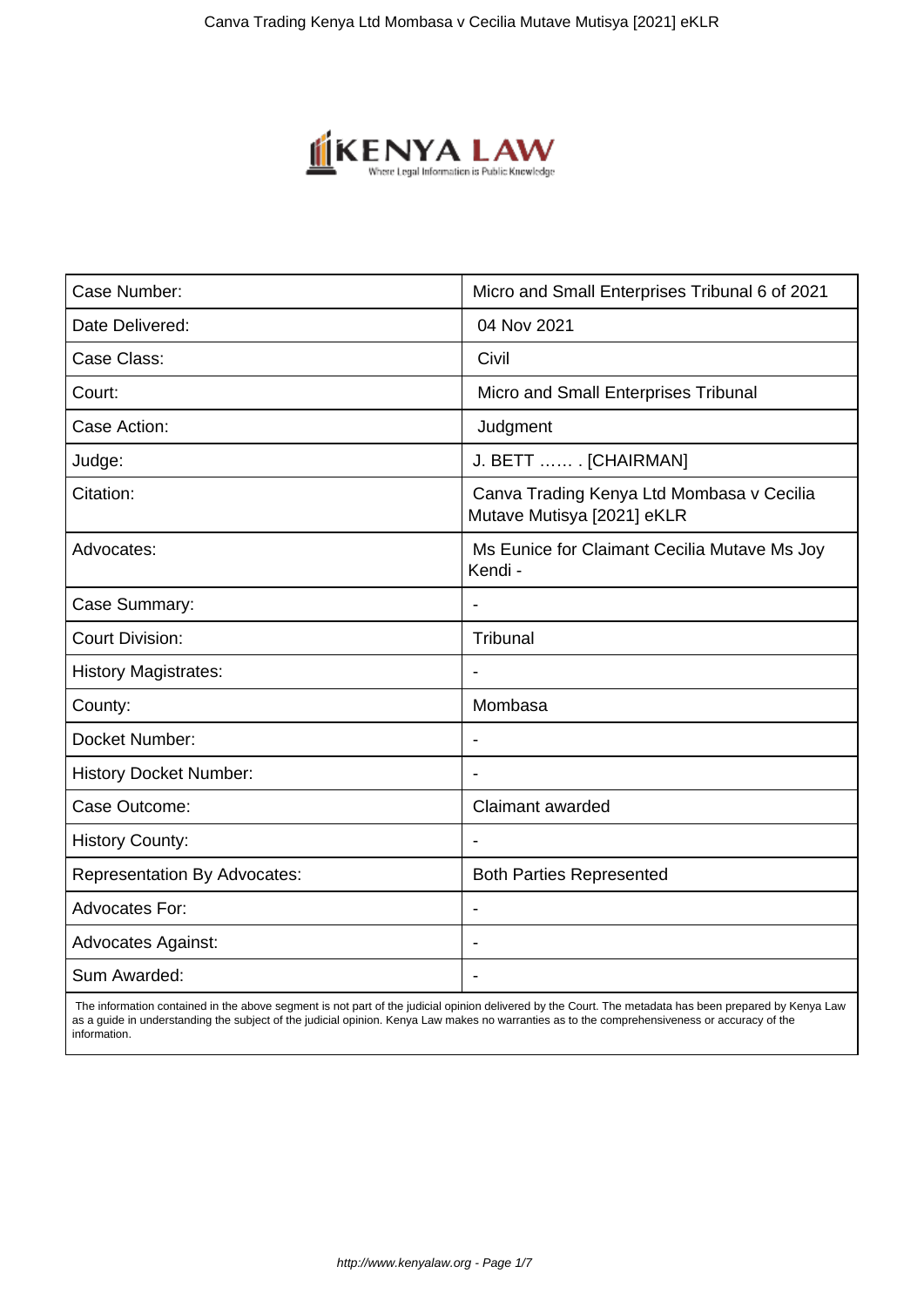| Case Number: | Micro and Small Enterprises Tribunal 6 of 2021 |
|---|---|
| Date Delivered: | 04 Nov 2021 |
| Case Class: | Civil |
| Court: | Micro and Small Enterprises Tribunal |
| Case Action: | Judgment |
| Judge: | J. BETT …… . [CHAIRMAN] |
| Citation: | Canva Trading Kenya Ltd Mombasa v Cecilia Mutave Mutisya [2021] eKLR |
| Advocates: | Ms Eunice for Claimant Cecilia Mutave Ms Joy Kendi - |
| Case Summary: | - |
| Court Division: | Tribunal |
| History Magistrates: | - |
| County: | Mombasa |
| Docket Number: | - |
| History Docket Number: | - |
| Case Outcome: | Claimant awarded |
| History County: | - |
| Representation By Advocates: | Both Parties Represented |
| Advocates For: | - |
| Advocates Against: | - |
| Sum Awarded: | - |

The information contained in the above segment is not part of the judicial opinion delivered by the Court. The metadata has been prepared by Kenya Law as a guide in understanding the subject of the judicial opinion. Kenya Law makes no warranties as to the comprehensiveness or accuracy of the information.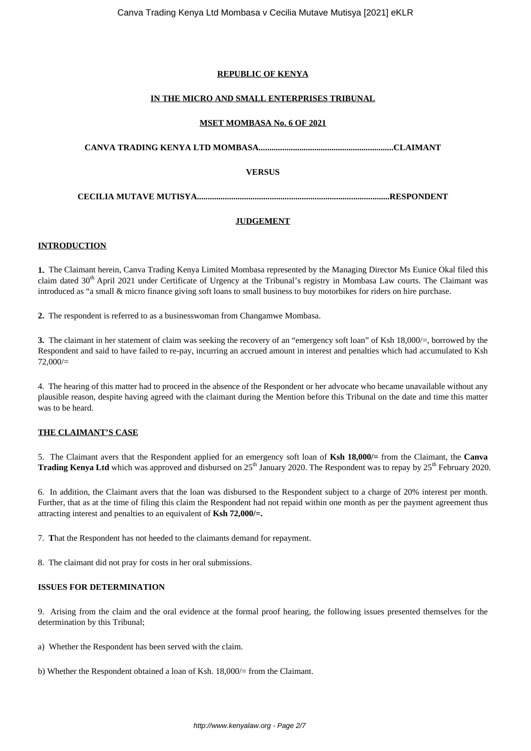**REPUBLIC OF KENYA**

**IN THE MICRO AND SMALL ENTERPRISES TRIBUNAL**

**MSET MOMBASA No. 6 OF 2021**

**CANVA TRADING KENYA LTD MOMBASA..............................................................CLAIMANT**

**VERSUS**

**CECILIA MUTAVE MUTISYA.........................................................................................RESPONDENT**

**JUDGEMENT**

**INTRODUCTION**

**1.** The Claimant herein, Canva Trading Kenya Limited Mombasa represented by the Managing Director Ms Eunice Okal filed this claim dated 30th April 2021 under Certificate of Urgency at the Tribunal's registry in Mombasa Law courts. The Claimant was introduced as "a small & micro finance giving soft loans to small business to buy motorbikes for riders on hire purchase.

**2.** The respondent is referred to as a businesswoman from Changamwe Mombasa.

**3.** The claimant in her statement of claim was seeking the recovery of an "emergency soft loan" of Ksh 18,000/=, borrowed by the Respondent and said to have failed to re-pay, incurring an accrued amount in interest and penalties which had accumulated to Ksh 72,000/=

4. The hearing of this matter had to proceed in the absence of the Respondent or her advocate who became unavailable without any plausible reason, despite having agreed with the claimant during the Mention before this Tribunal on the date and time this matter was to be heard.

**THE CLAIMANT'S CASE**

5. The Claimant avers that the Respondent applied for an emergency soft loan of **Ksh 18,000/=** from the Claimant, the **Canva Trading Kenya Ltd** which was approved and disbursed on 25th January 2020. The Respondent was to repay by 25th February 2020.

6. In addition, the Claimant avers that the loan was disbursed to the Respondent subject to a charge of 20% interest per month. Further, that as at the time of filing this claim the Respondent had not repaid within one month as per the payment agreement thus attracting interest and penalties to an equivalent of **Ksh 72,000/=.**

7. **T**hat the Respondent has not heeded to the claimants demand for repayment.

8. The claimant did not pray for costs in her oral submissions.

**ISSUES FOR DETERMINATION**

9. Arising from the claim and the oral evidence at the formal proof hearing, the following issues presented themselves for the determination by this Tribunal;

a) Whether the Respondent has been served with the claim.

b) Whether the Respondent obtained a loan of Ksh. 18,000/= from the Claimant.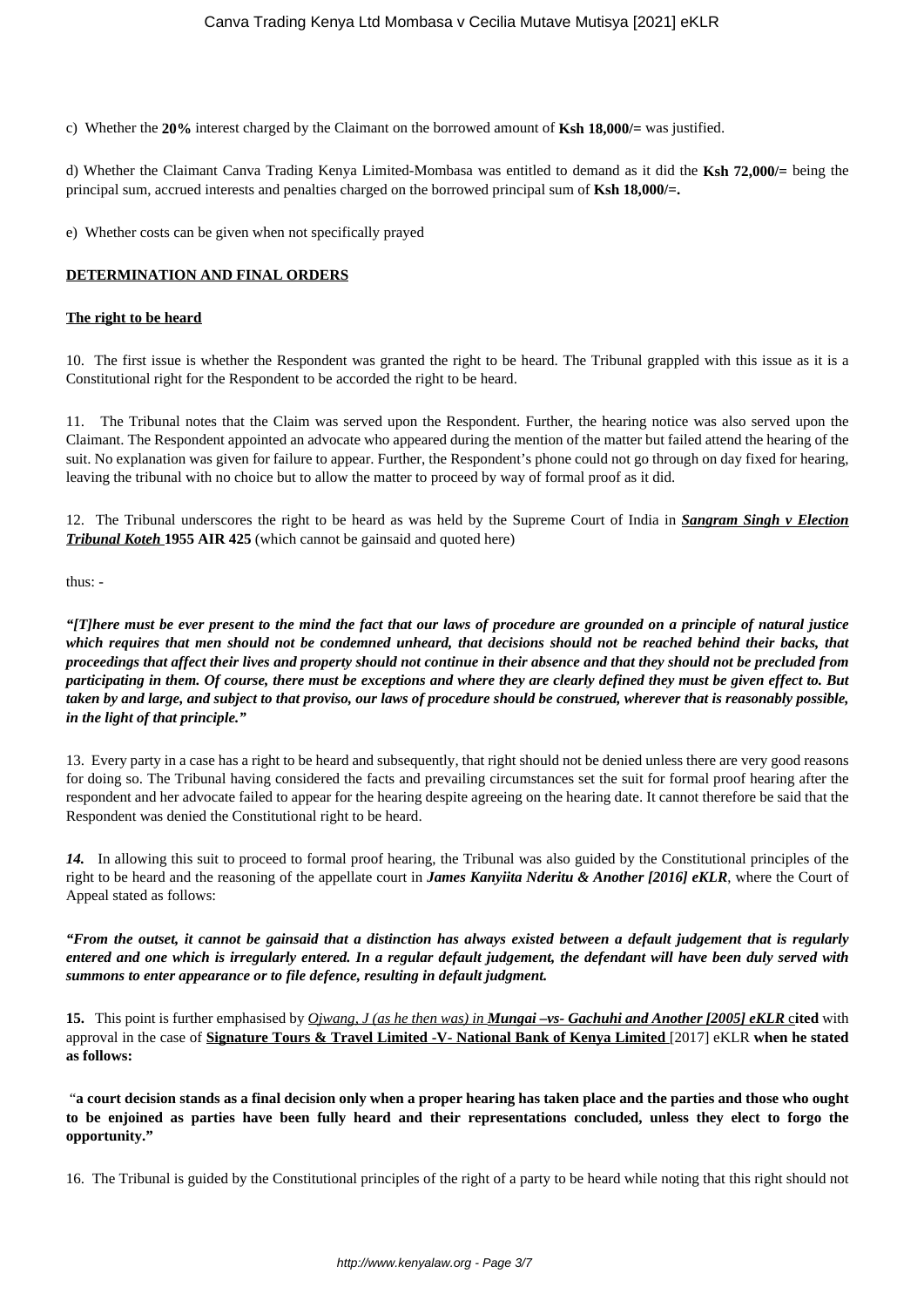c) Whether the **20%** interest charged by the Claimant on the borrowed amount of **Ksh 18,000/=** was justified.

d) Whether the Claimant Canva Trading Kenya Limited-Mombasa was entitled to demand as it did the **Ksh 72,000/=** being the principal sum, accrued interests and penalties charged on the borrowed principal sum of **Ksh 18,000/=.**

e) Whether costs can be given when not specifically prayed

**DETERMINATION AND FINAL ORDERS**

**The right to be heard**

10. The first issue is whether the Respondent was granted the right to be heard. The Tribunal grappled with this issue as it is a Constitutional right for the Respondent to be accorded the right to be heard.

11. The Tribunal notes that the Claim was served upon the Respondent. Further, the hearing notice was also served upon the Claimant. The Respondent appointed an advocate who appeared during the mention of the matter but failed attend the hearing of the suit. No explanation was given for failure to appear. Further, the Respondent's phone could not go through on day fixed for hearing, leaving the tribunal with no choice but to allow the matter to proceed by way of formal proof as it did.

12. The Tribunal underscores the right to be heard as was held by the Supreme Court of India in ***Sangram Singh v Election Tribunal Koteh*** **1955 AIR 425** (which cannot be gainsaid and quoted here)

thus: -

***"[T]here must be ever present to the mind the fact that our laws of procedure are grounded on a principle of natural justice which requires that men should not be condemned unheard, that decisions should not be reached behind their backs, that proceedings that affect their lives and property should not continue in their absence and that they should not be precluded from participating in them. Of course, there must be exceptions and where they are clearly defined they must be given effect to. But taken by and large, and subject to that proviso, our laws of procedure should be construed, wherever that is reasonably possible, in the light of that principle."***

13. Every party in a case has a right to be heard and subsequently, that right should not be denied unless there are very good reasons for doing so. The Tribunal having considered the facts and prevailing circumstances set the suit for formal proof hearing after the respondent and her advocate failed to appear for the hearing despite agreeing on the hearing date. It cannot therefore be said that the Respondent was denied the Constitutional right to be heard.

***14.*** In allowing this suit to proceed to formal proof hearing, the Tribunal was also guided by the Constitutional principles of the right to be heard and the reasoning of the appellate court in ***James Kanyiita Nderitu & Another [2016] eKLR***, where the Court of Appeal stated as follows:

***"From the outset, it cannot be gainsaid that a distinction has always existed between a default judgement that is regularly entered and one which is irregularly entered. In a regular default judgement, the defendant will have been duly served with summons to enter appearance or to file defence, resulting in default judgment.***

**15.** This point is further emphasised by *Ojwang, J (as he then was) in* ***Mungai –vs- Gachuhi and Another [2005] eKLR*** **cited** with approval in the case of **Signature Tours & Travel Limited -V- National Bank of Kenya Limited** [2017] eKLR **when he stated as follows:**

"**a court decision stands as a final decision only when a proper hearing has taken place and the parties and those who ought to be enjoined as parties have been fully heard and their representations concluded, unless they elect to forgo the opportunity."**

16. The Tribunal is guided by the Constitutional principles of the right of a party to be heard while noting that this right should not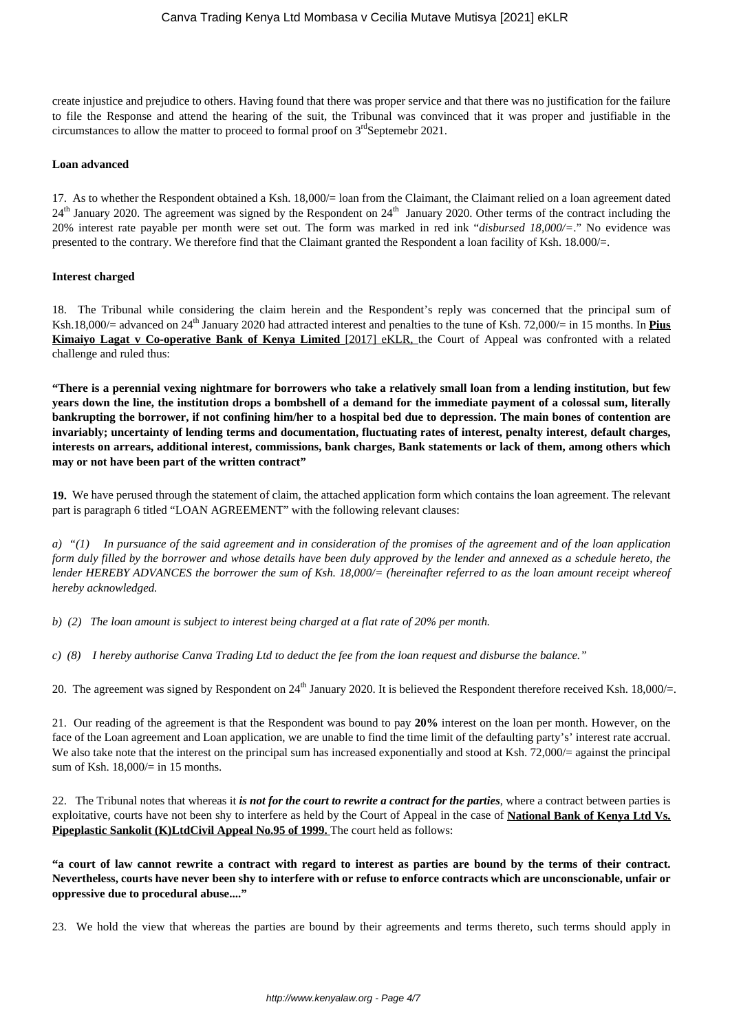create injustice and prejudice to others. Having found that there was proper service and that there was no justification for the failure to file the Response and attend the hearing of the suit, the Tribunal was convinced that it was proper and justifiable in the circumstances to allow the matter to proceed to formal proof on 3rd Septemebr 2021.

**Loan advanced**

17. As to whether the Respondent obtained a Ksh. 18,000/= loan from the Claimant, the Claimant relied on a loan agreement dated 24th January 2020. The agreement was signed by the Respondent on 24th January 2020. Other terms of the contract including the 20% interest rate payable per month were set out. The form was marked in red ink "*disbursed 18,000/=*." No evidence was presented to the contrary. We therefore find that the Claimant granted the Respondent a loan facility of Ksh. 18.000/=.

**Interest charged**

18. The Tribunal while considering the claim herein and the Respondent's reply was concerned that the principal sum of Ksh.18,000/= advanced on 24th January 2020 had attracted interest and penalties to the tune of Ksh. 72,000/= in 15 months. In **Pius Kimaiyo Lagat v Co-operative Bank of Kenya Limited** [2017] eKLR, the Court of Appeal was confronted with a related challenge and ruled thus:

**"There is a perennial vexing nightmare for borrowers who take a relatively small loan from a lending institution, but few years down the line, the institution drops a bombshell of a demand for the immediate payment of a colossal sum, literally bankrupting the borrower, if not confining him/her to a hospital bed due to depression. The main bones of contention are invariably; uncertainty of lending terms and documentation, fluctuating rates of interest, penalty interest, default charges, interests on arrears, additional interest, commissions, bank charges, Bank statements or lack of them, among others which may or not have been part of the written contract"**

**19.** We have perused through the statement of claim, the attached application form which contains the loan agreement. The relevant part is paragraph 6 titled "LOAN AGREEMENT" with the following relevant clauses:

a) "*(1) In pursuance of the said agreement and in consideration of the promises of the agreement and of the loan application form duly filled by the borrower and whose details have been duly approved by the lender and annexed as a schedule hereto, the lender HEREBY ADVANCES the borrower the sum of Ksh. 18,000/= (hereinafter referred to as the loan amount receipt whereof hereby acknowledged.*

b) *(2) The loan amount is subject to interest being charged at a flat rate of 20% per month.*

c) *(8) I hereby authorise Canva Trading Ltd to deduct the fee from the loan request and disburse the balance."*

20. The agreement was signed by Respondent on 24th January 2020. It is believed the Respondent therefore received Ksh. 18,000/=.

21. Our reading of the agreement is that the Respondent was bound to pay **20%** interest on the loan per month. However, on the face of the Loan agreement and Loan application, we are unable to find the time limit of the defaulting party's' interest rate accrual. We also take note that the interest on the principal sum has increased exponentially and stood at Ksh. 72,000/= against the principal sum of Ksh. 18,000/= in 15 months.

22. The Tribunal notes that whereas it ***is not for the court to rewrite a contract for the parties***, where a contract between parties is exploitative, courts have not been shy to interfere as held by the Court of Appeal in the case of **National Bank of Kenya Ltd Vs. Pipeplastic Sankolit (K)LtdCivil Appeal No.95 of 1999.** The court held as follows:

**"a court of law cannot rewrite a contract with regard to interest as parties are bound by the terms of their contract. Nevertheless, courts have never been shy to interfere with or refuse to enforce contracts which are unconscionable, unfair or oppressive due to procedural abuse...."**

23. We hold the view that whereas the parties are bound by their agreements and terms thereto, such terms should apply in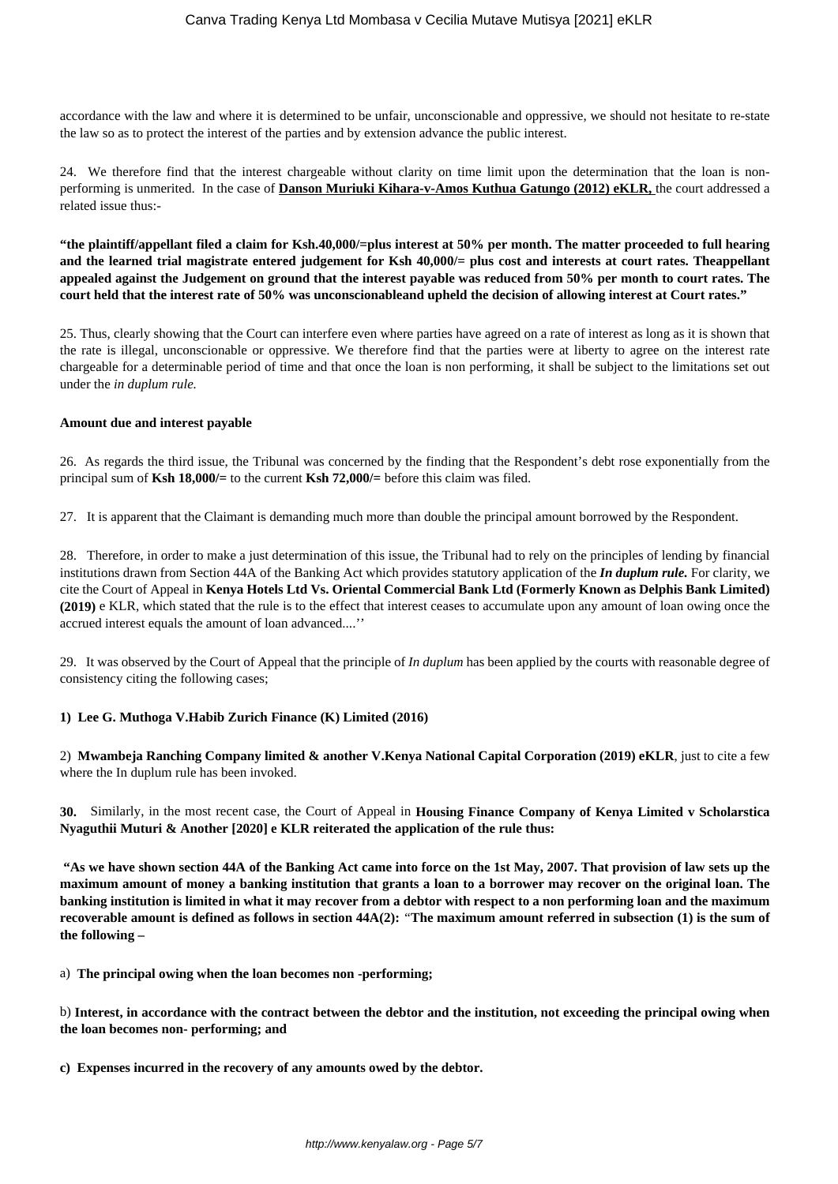accordance with the law and where it is determined to be unfair, unconscionable and oppressive, we should not hesitate to re-state the law so as to protect the interest of the parties and by extension advance the public interest.

24. We therefore find that the interest chargeable without clarity on time limit upon the determination that the loan is non-performing is unmerited. In the case of **Danson Muriuki Kihara-v-Amos Kuthua Gatungo (2012) eKLR,** the court addressed a related issue thus:-

**"the plaintiff/appellant filed a claim for Ksh.40,000/=plus interest at 50% per month. The matter proceeded to full hearing and the learned trial magistrate entered judgement for Ksh 40,000/= plus cost and interests at court rates. Theappellant appealed against the Judgement on ground that the interest payable was reduced from 50% per month to court rates. The court held that the interest rate of 50% was unconscionableand upheld the decision of allowing interest at Court rates."**

25. Thus, clearly showing that the Court can interfere even where parties have agreed on a rate of interest as long as it is shown that the rate is illegal, unconscionable or oppressive. We therefore find that the parties were at liberty to agree on the interest rate chargeable for a determinable period of time and that once the loan is non performing, it shall be subject to the limitations set out under the *in duplum rule.*

**Amount due and interest payable**

26. As regards the third issue, the Tribunal was concerned by the finding that the Respondent's debt rose exponentially from the principal sum of **Ksh 18,000/=** to the current **Ksh 72,000/=** before this claim was filed.

27. It is apparent that the Claimant is demanding much more than double the principal amount borrowed by the Respondent.

28. Therefore, in order to make a just determination of this issue, the Tribunal had to rely on the principles of lending by financial institutions drawn from Section 44A of the Banking Act which provides statutory application of the ***In duplum rule.*** For clarity, we cite the Court of Appeal in **Kenya Hotels Ltd Vs. Oriental Commercial Bank Ltd (Formerly Known as Delphis Bank Limited) (2019)** e KLR, which stated that the rule is to the effect that interest ceases to accumulate upon any amount of loan owing once the accrued interest equals the amount of loan advanced....''

29. It was observed by the Court of Appeal that the principle of *In duplum* has been applied by the courts with reasonable degree of consistency citing the following cases;

**1) Lee G. Muthoga V.Habib Zurich Finance (K) Limited (2016)**

2) **Mwambeja Ranching Company limited & another V.Kenya National Capital Corporation (2019) eKLR**, just to cite a few where the In duplum rule has been invoked.

**30.** Similarly, in the most recent case, the Court of Appeal in **Housing Finance Company of Kenya Limited v Scholarstica Nyaguthii Muturi & Another [2020] e KLR reiterated the application of the rule thus:**

**"As we have shown section 44A of the Banking Act came into force on the 1st May, 2007. That provision of law sets up the maximum amount of money a banking institution that grants a loan to a borrower may recover on the original loan. The banking institution is limited in what it may recover from a debtor with respect to a non performing loan and the maximum recoverable amount is defined as follows in section 44A(2):** "**The maximum amount referred in subsection (1) is the sum of the following –**

a) **The principal owing when the loan becomes non -performing;**

b) **Interest, in accordance with the contract between the debtor and the institution, not exceeding the principal owing when the loan becomes non- performing; and**

**c) Expenses incurred in the recovery of any amounts owed by the debtor.**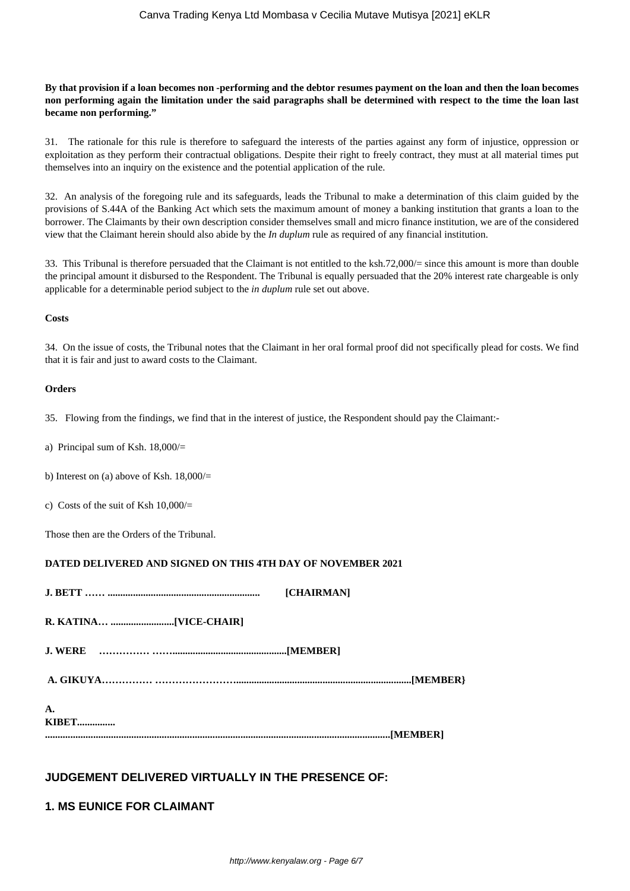**By that provision if a loan becomes non -performing and the debtor resumes payment on the loan and then the loan becomes non performing again the limitation under the said paragraphs shall be determined with respect to the time the loan last became non performing."**

31. The rationale for this rule is therefore to safeguard the interests of the parties against any form of injustice, oppression or exploitation as they perform their contractual obligations. Despite their right to freely contract, they must at all material times put themselves into an inquiry on the existence and the potential application of the rule.

32. An analysis of the foregoing rule and its safeguards, leads the Tribunal to make a determination of this claim guided by the provisions of S.44A of the Banking Act which sets the maximum amount of money a banking institution that grants a loan to the borrower. The Claimants by their own description consider themselves small and micro finance institution, we are of the considered view that the Claimant herein should also abide by the *In duplum* rule as required of any financial institution.

33. This Tribunal is therefore persuaded that the Claimant is not entitled to the ksh.72,000/= since this amount is more than double the principal amount it disbursed to the Respondent. The Tribunal is equally persuaded that the 20% interest rate chargeable is only applicable for a determinable period subject to the *in duplum* rule set out above.

**Costs**

34. On the issue of costs, the Tribunal notes that the Claimant in her oral formal proof did not specifically plead for costs. We find that it is fair and just to award costs to the Claimant.

**Orders**

35. Flowing from the findings, we find that in the interest of justice, the Respondent should pay the Claimant:-

a) Principal sum of Ksh. 18,000/=

b) Interest on (a) above of Ksh. 18,000/=

c) Costs of the suit of Ksh 10,000/=

Those then are the Orders of the Tribunal.

**DATED DELIVERED AND SIGNED ON THIS 4TH DAY OF NOVEMBER 2021**

**J. BETT …… .......................................................... [CHAIRMAN]**

**R. KATINA… .........................[VICE-CHAIR]**

**J. WERE …………… ……............................................[MEMBER]**

**A. GIKUYA…………… ……………………....................................................................[MEMBER}**

**A. KIBET............... .....................................................................................................................................[MEMBER]**

## JUDGEMENT DELIVERED VIRTUALLY IN THE PRESENCE OF:

## 1. MS EUNICE FOR CLAIMANT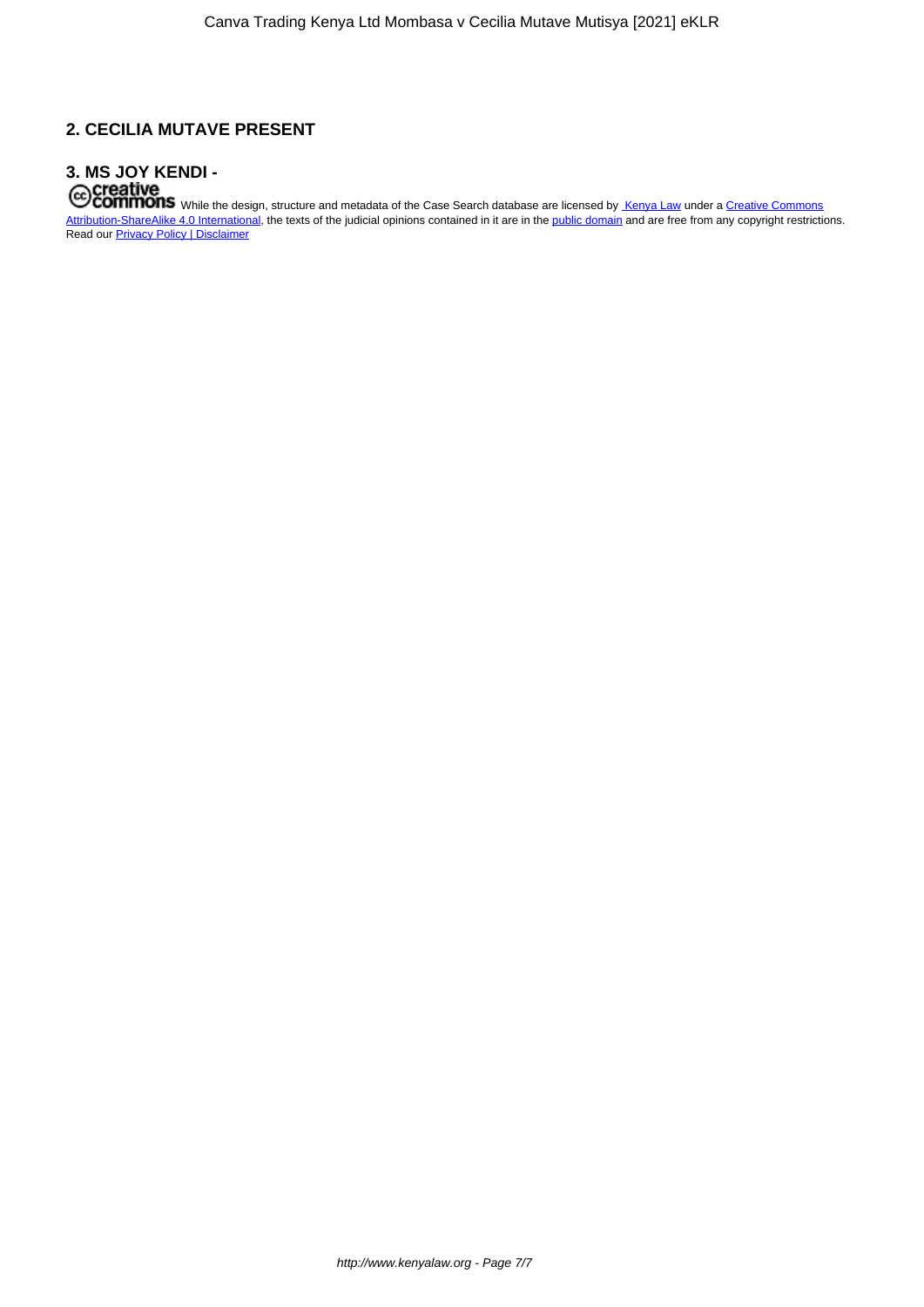**2. CECILIA MUTAVE PRESENT**

**3. MS JOY KENDI -**

While the design, structure and metadata of the Case Search database are licensed by Kenya Law under a Creative Commons Attribution-ShareAlike 4.0 International, the texts of the judicial opinions contained in it are in the public domain and are free from any copyright restrictions. Read our Privacy Policy | Disclaimer